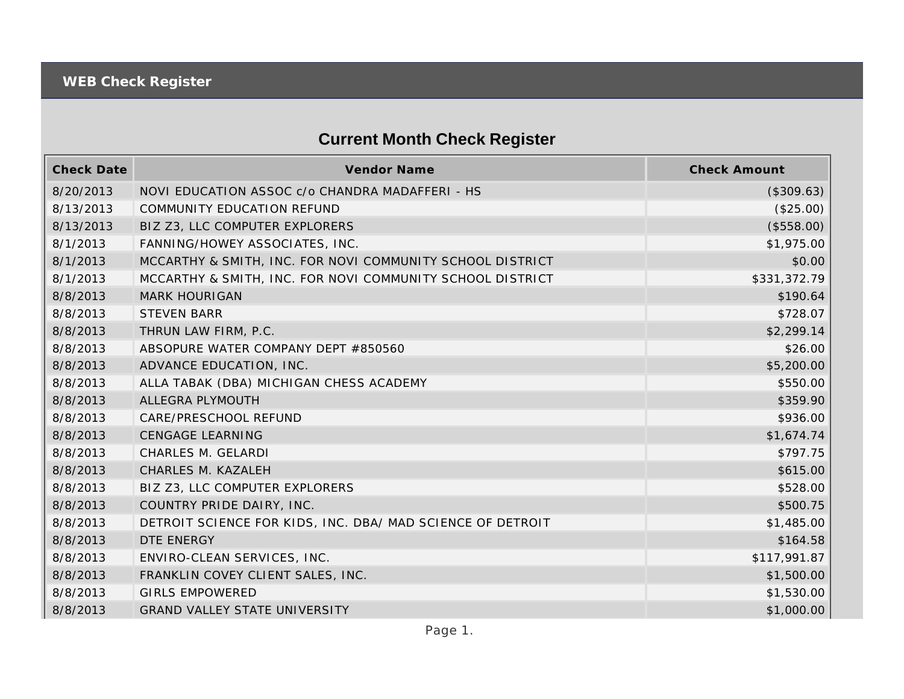# WEB Check Register

## Current Month Check Register

| Check Date | Vendor Name | Check Amount |
|---|---|---|
| 8/20/2013 | NOVI EDUCATION ASSOC c/o CHANDRA MADAFFERI - HS | ($309.63) |
| 8/13/2013 | COMMUNITY EDUCATION REFUND | ($25.00) |
| 8/13/2013 | BIZ Z3, LLC COMPUTER EXPLORERS | ($558.00) |
| 8/1/2013 | FANNING/HOWEY ASSOCIATES, INC. | $1,975.00 |
| 8/1/2013 | MCCARTHY & SMITH, INC. FOR NOVI COMMUNITY SCHOOL DISTRICT | $0.00 |
| 8/1/2013 | MCCARTHY & SMITH, INC. FOR NOVI COMMUNITY SCHOOL DISTRICT | $331,372.79 |
| 8/8/2013 | MARK HOURIGAN | $190.64 |
| 8/8/2013 | STEVEN BARR | $728.07 |
| 8/8/2013 | THRUN LAW FIRM, P.C. | $2,299.14 |
| 8/8/2013 | ABSOPURE WATER COMPANY DEPT #850560 | $26.00 |
| 8/8/2013 | ADVANCE EDUCATION, INC. | $5,200.00 |
| 8/8/2013 | ALLA TABAK (DBA) MICHIGAN CHESS ACADEMY | $550.00 |
| 8/8/2013 | ALLEGRA PLYMOUTH | $359.90 |
| 8/8/2013 | CARE/PRESCHOOL REFUND | $936.00 |
| 8/8/2013 | CENGAGE LEARNING | $1,674.74 |
| 8/8/2013 | CHARLES M. GELARDI | $797.75 |
| 8/8/2013 | CHARLES M. KAZALEH | $615.00 |
| 8/8/2013 | BIZ Z3, LLC COMPUTER EXPLORERS | $528.00 |
| 8/8/2013 | COUNTRY PRIDE DAIRY, INC. | $500.75 |
| 8/8/2013 | DETROIT SCIENCE FOR KIDS, INC. DBA/ MAD SCIENCE OF DETROIT | $1,485.00 |
| 8/8/2013 | DTE ENERGY | $164.58 |
| 8/8/2013 | ENVIRO-CLEAN SERVICES, INC. | $117,991.87 |
| 8/8/2013 | FRANKLIN COVEY CLIENT SALES, INC. | $1,500.00 |
| 8/8/2013 | GIRLS EMPOWERED | $1,530.00 |
| 8/8/2013 | GRAND VALLEY STATE UNIVERSITY | $1,000.00 |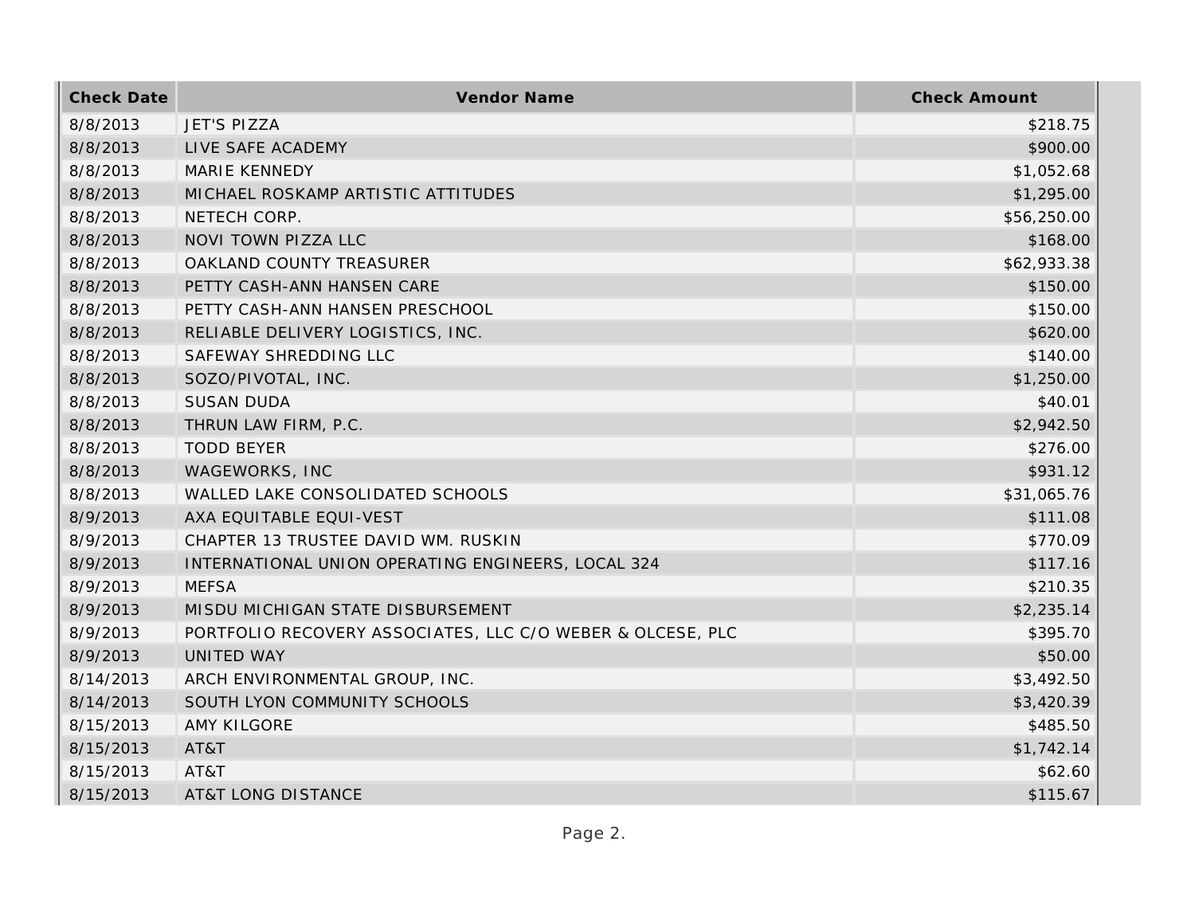| Check Date | Vendor Name | Check Amount |
|---|---|---|
| 8/8/2013 | JET'S PIZZA | $218.75 |
| 8/8/2013 | LIVE SAFE ACADEMY | $900.00 |
| 8/8/2013 | MARIE KENNEDY | $1,052.68 |
| 8/8/2013 | MICHAEL ROSKAMP ARTISTIC ATTITUDES | $1,295.00 |
| 8/8/2013 | NETECH CORP. | $56,250.00 |
| 8/8/2013 | NOVI TOWN PIZZA LLC | $168.00 |
| 8/8/2013 | OAKLAND COUNTY TREASURER | $62,933.38 |
| 8/8/2013 | PETTY CASH-ANN HANSEN CARE | $150.00 |
| 8/8/2013 | PETTY CASH-ANN HANSEN PRESCHOOL | $150.00 |
| 8/8/2013 | RELIABLE DELIVERY LOGISTICS, INC. | $620.00 |
| 8/8/2013 | SAFEWAY SHREDDING LLC | $140.00 |
| 8/8/2013 | SOZO/PIVOTAL, INC. | $1,250.00 |
| 8/8/2013 | SUSAN DUDA | $40.01 |
| 8/8/2013 | THRUN LAW FIRM, P.C. | $2,942.50 |
| 8/8/2013 | TODD BEYER | $276.00 |
| 8/8/2013 | WAGEWORKS, INC | $931.12 |
| 8/8/2013 | WALLED LAKE CONSOLIDATED SCHOOLS | $31,065.76 |
| 8/9/2013 | AXA EQUITABLE EQUI-VEST | $111.08 |
| 8/9/2013 | CHAPTER 13 TRUSTEE DAVID WM. RUSKIN | $770.09 |
| 8/9/2013 | INTERNATIONAL UNION OPERATING ENGINEERS, LOCAL 324 | $117.16 |
| 8/9/2013 | MEFSA | $210.35 |
| 8/9/2013 | MISDU MICHIGAN STATE DISBURSEMENT | $2,235.14 |
| 8/9/2013 | PORTFOLIO RECOVERY ASSOCIATES, LLC C/O WEBER & OLCESE, PLC | $395.70 |
| 8/9/2013 | UNITED WAY | $50.00 |
| 8/14/2013 | ARCH ENVIRONMENTAL GROUP, INC. | $3,492.50 |
| 8/14/2013 | SOUTH LYON COMMUNITY SCHOOLS | $3,420.39 |
| 8/15/2013 | AMY KILGORE | $485.50 |
| 8/15/2013 | AT&T | $1,742.14 |
| 8/15/2013 | AT&T | $62.60 |
| 8/15/2013 | AT&T LONG DISTANCE | $115.67 |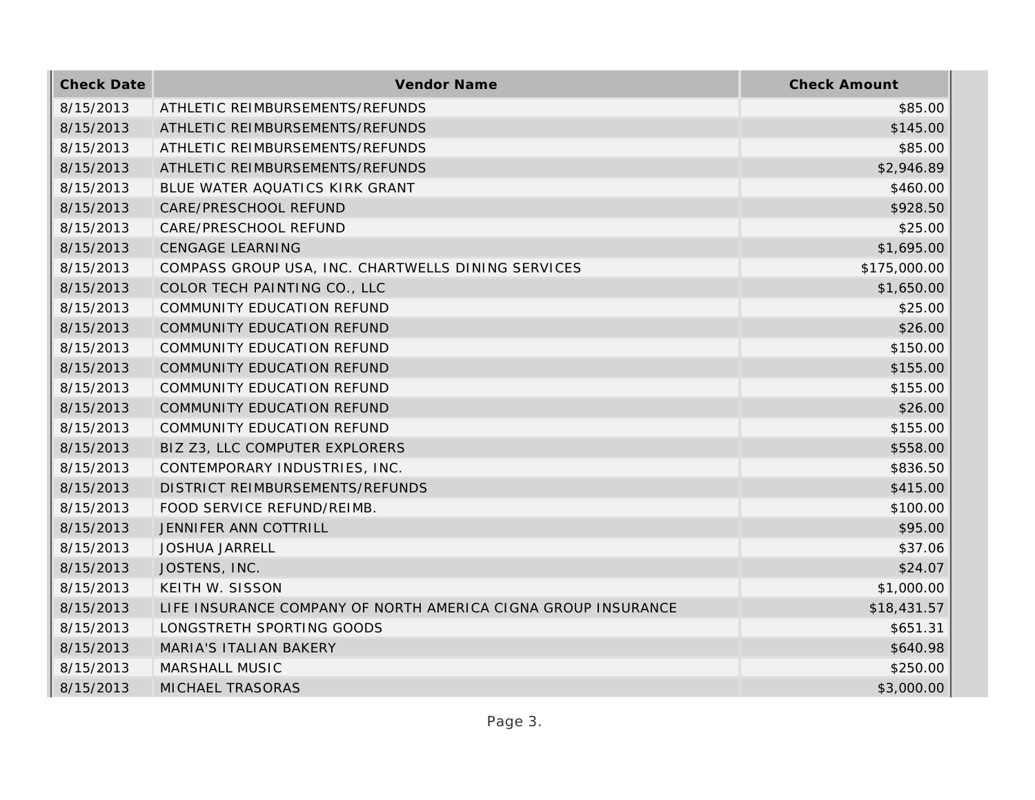| Check Date | Vendor Name | Check Amount |
| --- | --- | --- |
| 8/15/2013 | ATHLETIC REIMBURSEMENTS/REFUNDS | $85.00 |
| 8/15/2013 | ATHLETIC REIMBURSEMENTS/REFUNDS | $145.00 |
| 8/15/2013 | ATHLETIC REIMBURSEMENTS/REFUNDS | $85.00 |
| 8/15/2013 | ATHLETIC REIMBURSEMENTS/REFUNDS | $2,946.89 |
| 8/15/2013 | BLUE WATER AQUATICS KIRK GRANT | $460.00 |
| 8/15/2013 | CARE/PRESCHOOL REFUND | $928.50 |
| 8/15/2013 | CARE/PRESCHOOL REFUND | $25.00 |
| 8/15/2013 | CENGAGE LEARNING | $1,695.00 |
| 8/15/2013 | COMPASS GROUP USA, INC. CHARTWELLS DINING SERVICES | $175,000.00 |
| 8/15/2013 | COLOR TECH PAINTING CO., LLC | $1,650.00 |
| 8/15/2013 | COMMUNITY EDUCATION REFUND | $25.00 |
| 8/15/2013 | COMMUNITY EDUCATION REFUND | $26.00 |
| 8/15/2013 | COMMUNITY EDUCATION REFUND | $150.00 |
| 8/15/2013 | COMMUNITY EDUCATION REFUND | $155.00 |
| 8/15/2013 | COMMUNITY EDUCATION REFUND | $155.00 |
| 8/15/2013 | COMMUNITY EDUCATION REFUND | $26.00 |
| 8/15/2013 | COMMUNITY EDUCATION REFUND | $155.00 |
| 8/15/2013 | BIZ Z3, LLC COMPUTER EXPLORERS | $558.00 |
| 8/15/2013 | CONTEMPORARY INDUSTRIES, INC. | $836.50 |
| 8/15/2013 | DISTRICT REIMBURSEMENTS/REFUNDS | $415.00 |
| 8/15/2013 | FOOD SERVICE REFUND/REIMB. | $100.00 |
| 8/15/2013 | JENNIFER ANN COTTRILL | $95.00 |
| 8/15/2013 | JOSHUA JARRELL | $37.06 |
| 8/15/2013 | JOSTENS, INC. | $24.07 |
| 8/15/2013 | KEITH W. SISSON | $1,000.00 |
| 8/15/2013 | LIFE INSURANCE COMPANY OF NORTH AMERICA CIGNA GROUP INSURANCE | $18,431.57 |
| 8/15/2013 | LONGSTRETH SPORTING GOODS | $651.31 |
| 8/15/2013 | MARIA'S ITALIAN BAKERY | $640.98 |
| 8/15/2013 | MARSHALL MUSIC | $250.00 |
| 8/15/2013 | MICHAEL TRASORAS | $3,000.00 |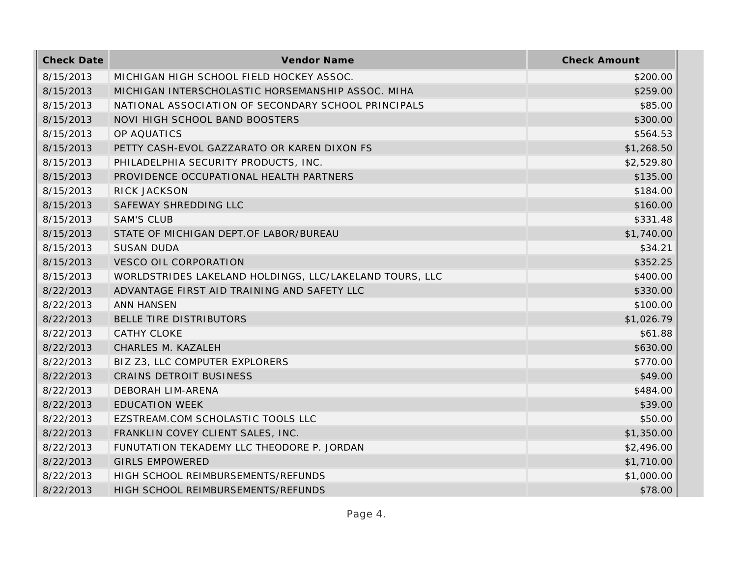| Check Date | Vendor Name | Check Amount |
|---|---|---|
| 8/15/2013 | MICHIGAN HIGH SCHOOL FIELD HOCKEY ASSOC. | $200.00 |
| 8/15/2013 | MICHIGAN INTERSCHOLASTIC HORSEMANSHIP ASSOC. MIHA | $259.00 |
| 8/15/2013 | NATIONAL ASSOCIATION OF SECONDARY SCHOOL PRINCIPALS | $85.00 |
| 8/15/2013 | NOVI HIGH SCHOOL BAND BOOSTERS | $300.00 |
| 8/15/2013 | OP AQUATICS | $564.53 |
| 8/15/2013 | PETTY CASH-EVOL GAZZARATO OR KAREN DIXON FS | $1,268.50 |
| 8/15/2013 | PHILADELPHIA SECURITY PRODUCTS, INC. | $2,529.80 |
| 8/15/2013 | PROVIDENCE OCCUPATIONAL HEALTH PARTNERS | $135.00 |
| 8/15/2013 | RICK JACKSON | $184.00 |
| 8/15/2013 | SAFEWAY SHREDDING LLC | $160.00 |
| 8/15/2013 | SAM'S CLUB | $331.48 |
| 8/15/2013 | STATE OF MICHIGAN DEPT.OF LABOR/BUREAU | $1,740.00 |
| 8/15/2013 | SUSAN DUDA | $34.21 |
| 8/15/2013 | VESCO OIL CORPORATION | $352.25 |
| 8/15/2013 | WORLDSTRIDES LAKELAND HOLDINGS, LLC/LAKELAND TOURS, LLC | $400.00 |
| 8/22/2013 | ADVANTAGE FIRST AID TRAINING AND SAFETY LLC | $330.00 |
| 8/22/2013 | ANN HANSEN | $100.00 |
| 8/22/2013 | BELLE TIRE DISTRIBUTORS | $1,026.79 |
| 8/22/2013 | CATHY CLOKE | $61.88 |
| 8/22/2013 | CHARLES M. KAZALEH | $630.00 |
| 8/22/2013 | BIZ Z3, LLC COMPUTER EXPLORERS | $770.00 |
| 8/22/2013 | CRAINS DETROIT BUSINESS | $49.00 |
| 8/22/2013 | DEBORAH LIM-ARENA | $484.00 |
| 8/22/2013 | EDUCATION WEEK | $39.00 |
| 8/22/2013 | EZSTREAM.COM SCHOLASTIC TOOLS LLC | $50.00 |
| 8/22/2013 | FRANKLIN COVEY CLIENT SALES, INC. | $1,350.00 |
| 8/22/2013 | FUNUTATION TEKADEMY LLC THEODORE P. JORDAN | $2,496.00 |
| 8/22/2013 | GIRLS EMPOWERED | $1,710.00 |
| 8/22/2013 | HIGH SCHOOL REIMBURSEMENTS/REFUNDS | $1,000.00 |
| 8/22/2013 | HIGH SCHOOL REIMBURSEMENTS/REFUNDS | $78.00 |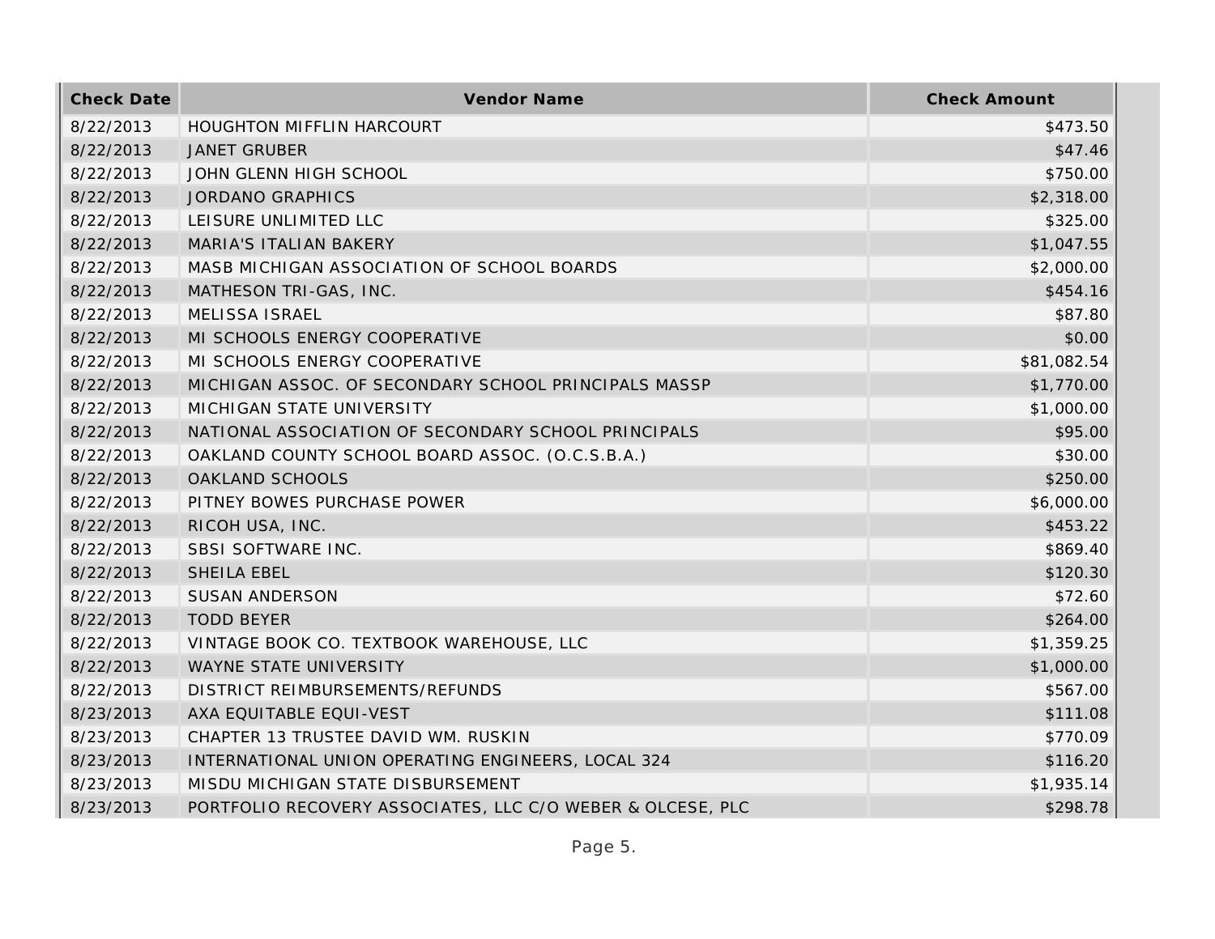| Check Date | Vendor Name | Check Amount |
| --- | --- | --- |
| 8/22/2013 | HOUGHTON MIFFLIN HARCOURT | $473.50 |
| 8/22/2013 | JANET GRUBER | $47.46 |
| 8/22/2013 | JOHN GLENN HIGH SCHOOL | $750.00 |
| 8/22/2013 | JORDANO GRAPHICS | $2,318.00 |
| 8/22/2013 | LEISURE UNLIMITED LLC | $325.00 |
| 8/22/2013 | MARIA'S ITALIAN BAKERY | $1,047.55 |
| 8/22/2013 | MASB MICHIGAN ASSOCIATION OF SCHOOL BOARDS | $2,000.00 |
| 8/22/2013 | MATHESON TRI-GAS, INC. | $454.16 |
| 8/22/2013 | MELISSA ISRAEL | $87.80 |
| 8/22/2013 | MI SCHOOLS ENERGY COOPERATIVE | $0.00 |
| 8/22/2013 | MI SCHOOLS ENERGY COOPERATIVE | $81,082.54 |
| 8/22/2013 | MICHIGAN ASSOC. OF SECONDARY SCHOOL PRINCIPALS MASSP | $1,770.00 |
| 8/22/2013 | MICHIGAN STATE UNIVERSITY | $1,000.00 |
| 8/22/2013 | NATIONAL ASSOCIATION OF SECONDARY SCHOOL PRINCIPALS | $95.00 |
| 8/22/2013 | OAKLAND COUNTY SCHOOL BOARD ASSOC. (O.C.S.B.A.) | $30.00 |
| 8/22/2013 | OAKLAND SCHOOLS | $250.00 |
| 8/22/2013 | PITNEY BOWES PURCHASE POWER | $6,000.00 |
| 8/22/2013 | RICOH USA, INC. | $453.22 |
| 8/22/2013 | SBSI SOFTWARE INC. | $869.40 |
| 8/22/2013 | SHEILA EBEL | $120.30 |
| 8/22/2013 | SUSAN ANDERSON | $72.60 |
| 8/22/2013 | TODD BEYER | $264.00 |
| 8/22/2013 | VINTAGE BOOK CO. TEXTBOOK WAREHOUSE, LLC | $1,359.25 |
| 8/22/2013 | WAYNE STATE UNIVERSITY | $1,000.00 |
| 8/22/2013 | DISTRICT REIMBURSEMENTS/REFUNDS | $567.00 |
| 8/23/2013 | AXA EQUITABLE EQUI-VEST | $111.08 |
| 8/23/2013 | CHAPTER 13 TRUSTEE DAVID WM. RUSKIN | $770.09 |
| 8/23/2013 | INTERNATIONAL UNION OPERATING ENGINEERS, LOCAL 324 | $116.20 |
| 8/23/2013 | MISDU MICHIGAN STATE DISBURSEMENT | $1,935.14 |
| 8/23/2013 | PORTFOLIO RECOVERY ASSOCIATES, LLC C/O WEBER & OLCESE, PLC | $298.78 |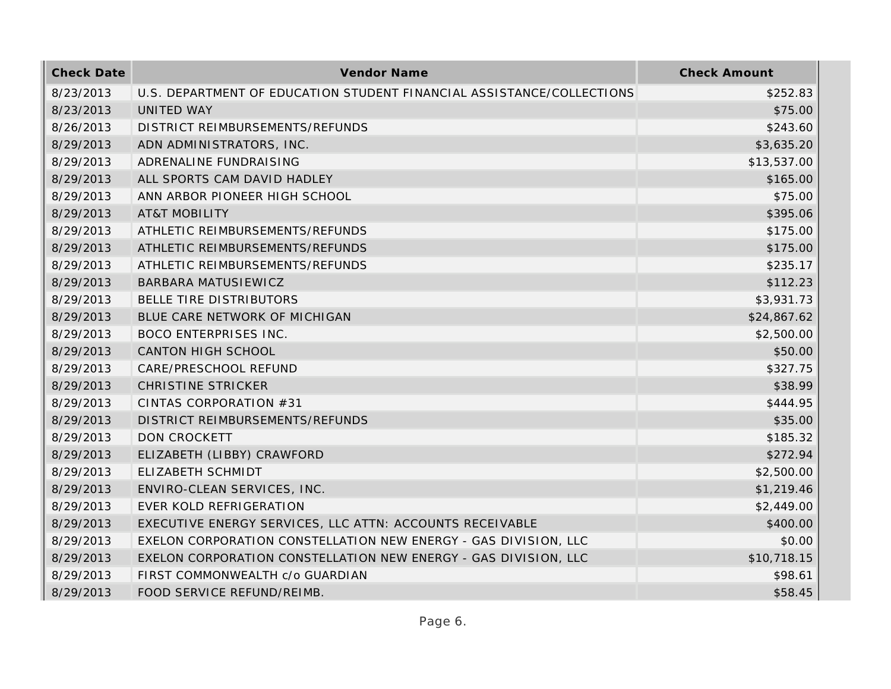| Check Date | Vendor Name | Check Amount |
| --- | --- | --- |
| 8/23/2013 | U.S. DEPARTMENT OF EDUCATION STUDENT FINANCIAL ASSISTANCE/COLLECTIONS | $252.83 |
| 8/23/2013 | UNITED WAY | $75.00 |
| 8/26/2013 | DISTRICT REIMBURSEMENTS/REFUNDS | $243.60 |
| 8/29/2013 | ADN ADMINISTRATORS, INC. | $3,635.20 |
| 8/29/2013 | ADRENALINE FUNDRAISING | $13,537.00 |
| 8/29/2013 | ALL SPORTS CAM DAVID HADLEY | $165.00 |
| 8/29/2013 | ANN ARBOR PIONEER HIGH SCHOOL | $75.00 |
| 8/29/2013 | AT&T MOBILITY | $395.06 |
| 8/29/2013 | ATHLETIC REIMBURSEMENTS/REFUNDS | $175.00 |
| 8/29/2013 | ATHLETIC REIMBURSEMENTS/REFUNDS | $175.00 |
| 8/29/2013 | ATHLETIC REIMBURSEMENTS/REFUNDS | $235.17 |
| 8/29/2013 | BARBARA MATUSIEWICZ | $112.23 |
| 8/29/2013 | BELLE TIRE DISTRIBUTORS | $3,931.73 |
| 8/29/2013 | BLUE CARE NETWORK OF MICHIGAN | $24,867.62 |
| 8/29/2013 | BOCO ENTERPRISES INC. | $2,500.00 |
| 8/29/2013 | CANTON HIGH SCHOOL | $50.00 |
| 8/29/2013 | CARE/PRESCHOOL REFUND | $327.75 |
| 8/29/2013 | CHRISTINE STRICKER | $38.99 |
| 8/29/2013 | CINTAS CORPORATION #31 | $444.95 |
| 8/29/2013 | DISTRICT REIMBURSEMENTS/REFUNDS | $35.00 |
| 8/29/2013 | DON CROCKETT | $185.32 |
| 8/29/2013 | ELIZABETH (LIBBY) CRAWFORD | $272.94 |
| 8/29/2013 | ELIZABETH SCHMIDT | $2,500.00 |
| 8/29/2013 | ENVIRO-CLEAN SERVICES, INC. | $1,219.46 |
| 8/29/2013 | EVER KOLD REFRIGERATION | $2,449.00 |
| 8/29/2013 | EXECUTIVE ENERGY SERVICES, LLC ATTN: ACCOUNTS RECEIVABLE | $400.00 |
| 8/29/2013 | EXELON CORPORATION CONSTELLATION NEW ENERGY - GAS DIVISION, LLC | $0.00 |
| 8/29/2013 | EXELON CORPORATION CONSTELLATION NEW ENERGY - GAS DIVISION, LLC | $10,718.15 |
| 8/29/2013 | FIRST COMMONWEALTH c/o GUARDIAN | $98.61 |
| 8/29/2013 | FOOD SERVICE REFUND/REIMB. | $58.45 |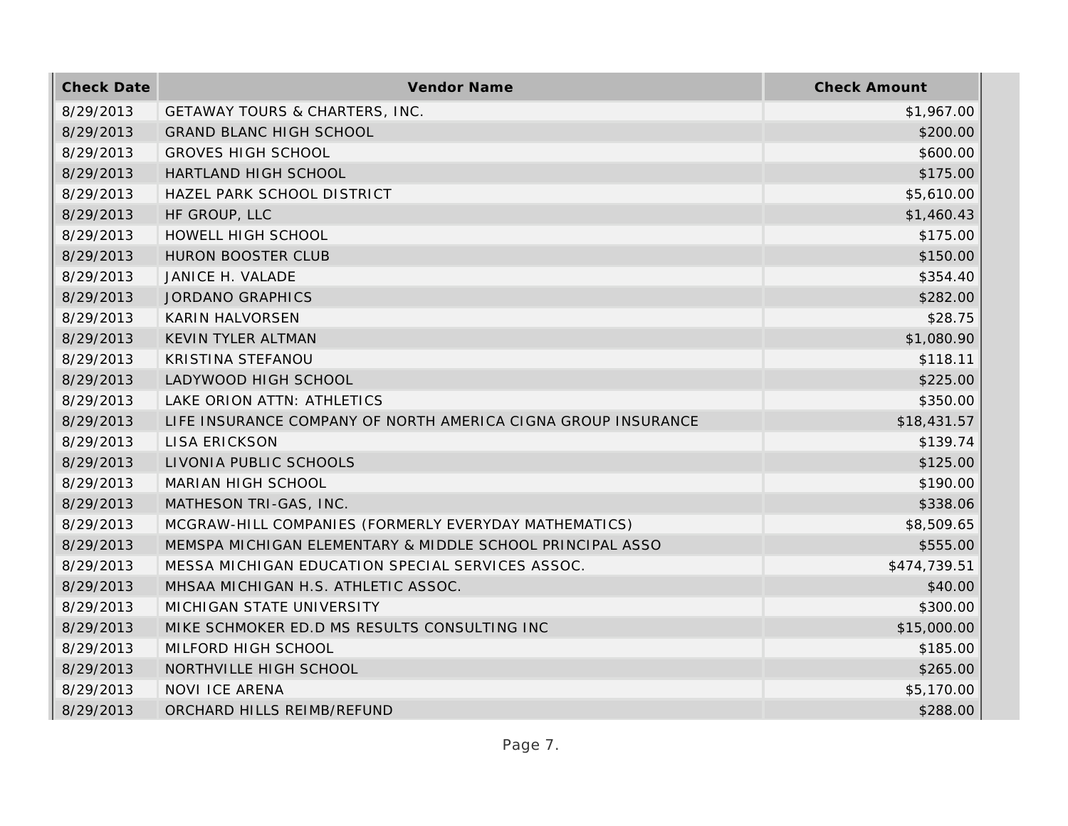| Check Date | Vendor Name | Check Amount |
| --- | --- | --- |
| 8/29/2013 | GETAWAY TOURS & CHARTERS, INC. | $1,967.00 |
| 8/29/2013 | GRAND BLANC HIGH SCHOOL | $200.00 |
| 8/29/2013 | GROVES HIGH SCHOOL | $600.00 |
| 8/29/2013 | HARTLAND HIGH SCHOOL | $175.00 |
| 8/29/2013 | HAZEL PARK SCHOOL DISTRICT | $5,610.00 |
| 8/29/2013 | HF GROUP, LLC | $1,460.43 |
| 8/29/2013 | HOWELL HIGH SCHOOL | $175.00 |
| 8/29/2013 | HURON BOOSTER CLUB | $150.00 |
| 8/29/2013 | JANICE H. VALADE | $354.40 |
| 8/29/2013 | JORDANO GRAPHICS | $282.00 |
| 8/29/2013 | KARIN HALVORSEN | $28.75 |
| 8/29/2013 | KEVIN TYLER ALTMAN | $1,080.90 |
| 8/29/2013 | KRISTINA STEFANOU | $118.11 |
| 8/29/2013 | LADYWOOD HIGH SCHOOL | $225.00 |
| 8/29/2013 | LAKE ORION ATTN: ATHLETICS | $350.00 |
| 8/29/2013 | LIFE INSURANCE COMPANY OF NORTH AMERICA CIGNA GROUP INSURANCE | $18,431.57 |
| 8/29/2013 | LISA ERICKSON | $139.74 |
| 8/29/2013 | LIVONIA PUBLIC SCHOOLS | $125.00 |
| 8/29/2013 | MARIAN HIGH SCHOOL | $190.00 |
| 8/29/2013 | MATHESON TRI-GAS, INC. | $338.06 |
| 8/29/2013 | MCGRAW-HILL COMPANIES (FORMERLY EVERYDAY MATHEMATICS) | $8,509.65 |
| 8/29/2013 | MEMSPA MICHIGAN ELEMENTARY & MIDDLE SCHOOL PRINCIPAL ASSO | $555.00 |
| 8/29/2013 | MESSA MICHIGAN EDUCATION SPECIAL SERVICES ASSOC. | $474,739.51 |
| 8/29/2013 | MHSAA MICHIGAN H.S. ATHLETIC ASSOC. | $40.00 |
| 8/29/2013 | MICHIGAN STATE UNIVERSITY | $300.00 |
| 8/29/2013 | MIKE SCHMOKER ED.D MS RESULTS CONSULTING INC | $15,000.00 |
| 8/29/2013 | MILFORD HIGH SCHOOL | $185.00 |
| 8/29/2013 | NORTHVILLE HIGH SCHOOL | $265.00 |
| 8/29/2013 | NOVI ICE ARENA | $5,170.00 |
| 8/29/2013 | ORCHARD HILLS REIMB/REFUND | $288.00 |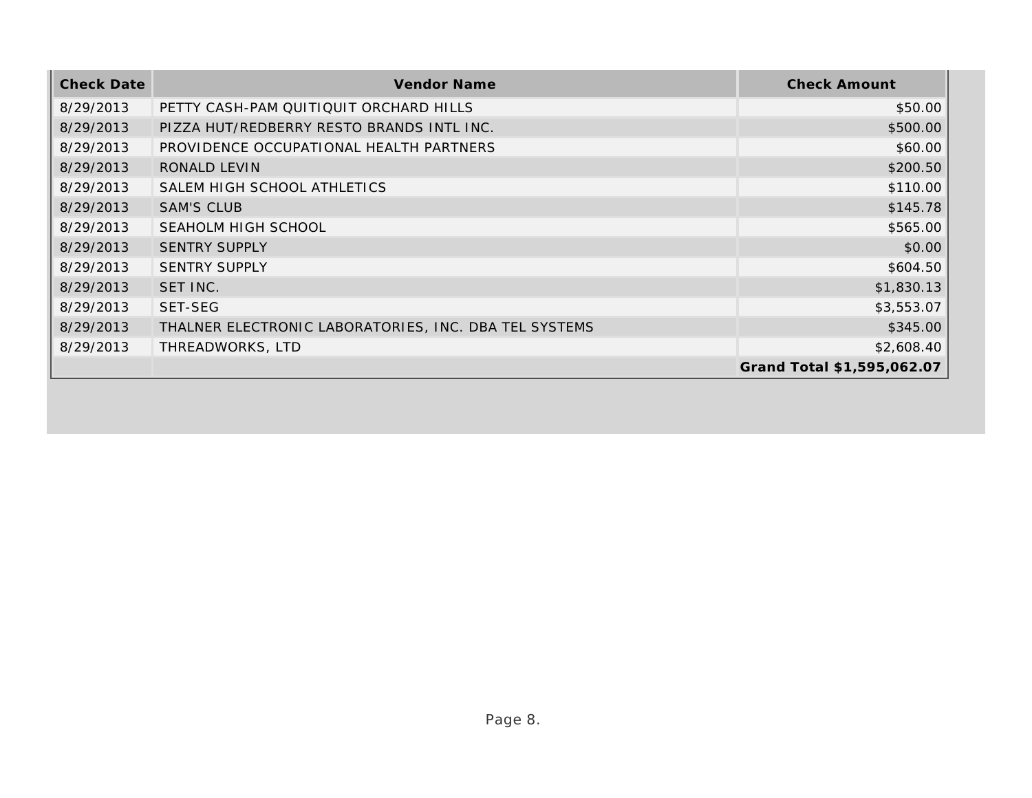| Check Date | Vendor Name | Check Amount |
| --- | --- | --- |
| 8/29/2013 | PETTY CASH-PAM QUITIQUIT ORCHARD HILLS | $50.00 |
| 8/29/2013 | PIZZA HUT/REDBERRY RESTO BRANDS INTL INC. | $500.00 |
| 8/29/2013 | PROVIDENCE OCCUPATIONAL HEALTH PARTNERS | $60.00 |
| 8/29/2013 | RONALD LEVIN | $200.50 |
| 8/29/2013 | SALEM HIGH SCHOOL ATHLETICS | $110.00 |
| 8/29/2013 | SAM'S CLUB | $145.78 |
| 8/29/2013 | SEAHOLM HIGH SCHOOL | $565.00 |
| 8/29/2013 | SENTRY SUPPLY | $0.00 |
| 8/29/2013 | SENTRY SUPPLY | $604.50 |
| 8/29/2013 | SET INC. | $1,830.13 |
| 8/29/2013 | SET-SEG | $3,553.07 |
| 8/29/2013 | THALNER ELECTRONIC LABORATORIES, INC. DBA TEL SYSTEMS | $345.00 |
| 8/29/2013 | THREADWORKS, LTD | $2,608.40 |
| | | **Grand Total $1,595,062.07** |